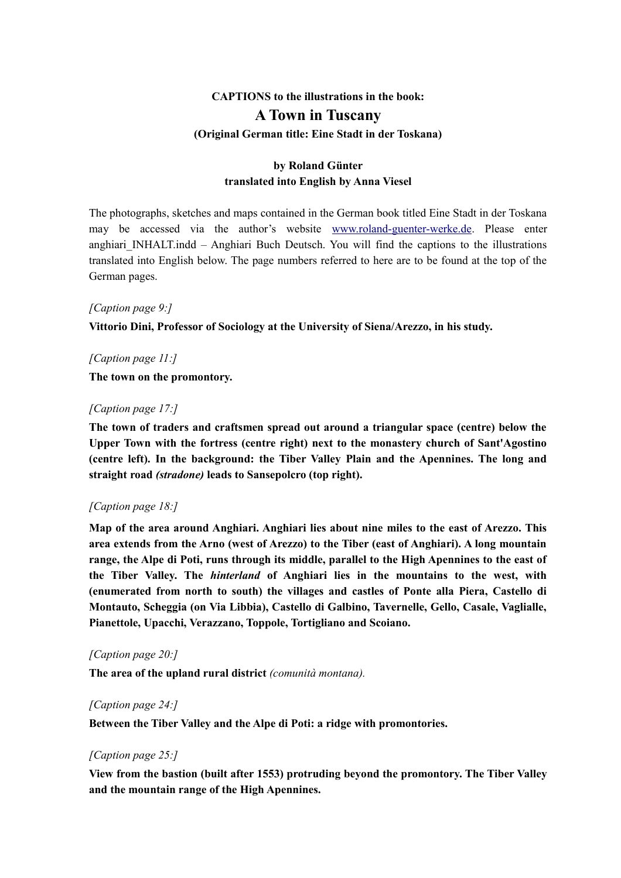**CAPTIONS to the illustrations in the book:**

# A Town in Tuscany

**(Original German title: Eine Stadt in der Toskana)**

**by Roland Günter**
**translated into English by Anna Viesel**

The photographs, sketches and maps contained in the German book titled Eine Stadt in der Toskana may be accessed via the author's website [www.roland-guenter-werke.de](http://www.roland-guenter-werke.de). Please enter anghiari_INHALT.indd – Anghiari Buch Deutsch. You will find the captions to the illustrations translated into English below. The page numbers referred to here are to be found at the top of the German pages.

*[Caption page 9:]*

**Vittorio Dini, Professor of Sociology at the University of Siena/Arezzo, in his study.**

*[Caption page 11:]*

**The town on the promontory.**

*[Caption page 17:]*

**The town of traders and craftsmen spread out around a triangular space (centre) below the Upper Town with the fortress (centre right) next to the monastery church of Sant'Agostino (centre left). In the background: the Tiber Valley Plain and the Apennines. The long and straight road *(stradone)* leads to Sansepolcro (top right).**

*[Caption page 18:]*

**Map of the area around Anghiari. Anghiari lies about nine miles to the east of Arezzo. This area extends from the Arno (west of Arezzo) to the Tiber (east of Anghiari). A long mountain range, the Alpe di Poti, runs through its middle, parallel to the High Apennines to the east of the Tiber Valley. The *hinterland* of Anghiari lies in the mountains to the west, with (enumerated from north to south) the villages and castles of Ponte alla Piera, Castello di Montauto, Scheggia (on Via Libbia), Castello di Galbino, Tavernelle, Gello, Casale, Vaglialle, Pianettole, Upacchi, Verazzano, Toppole, Tortigliano and Scoiano.**

*[Caption page 20:]*

**The area of the upland rural district** *(comunità montana).*

*[Caption page 24:]*

**Between the Tiber Valley and the Alpe di Poti: a ridge with promontories.**

*[Caption page 25:]*

**View from the bastion (built after 1553) protruding beyond the promontory. The Tiber Valley and the mountain range of the High Apennines.**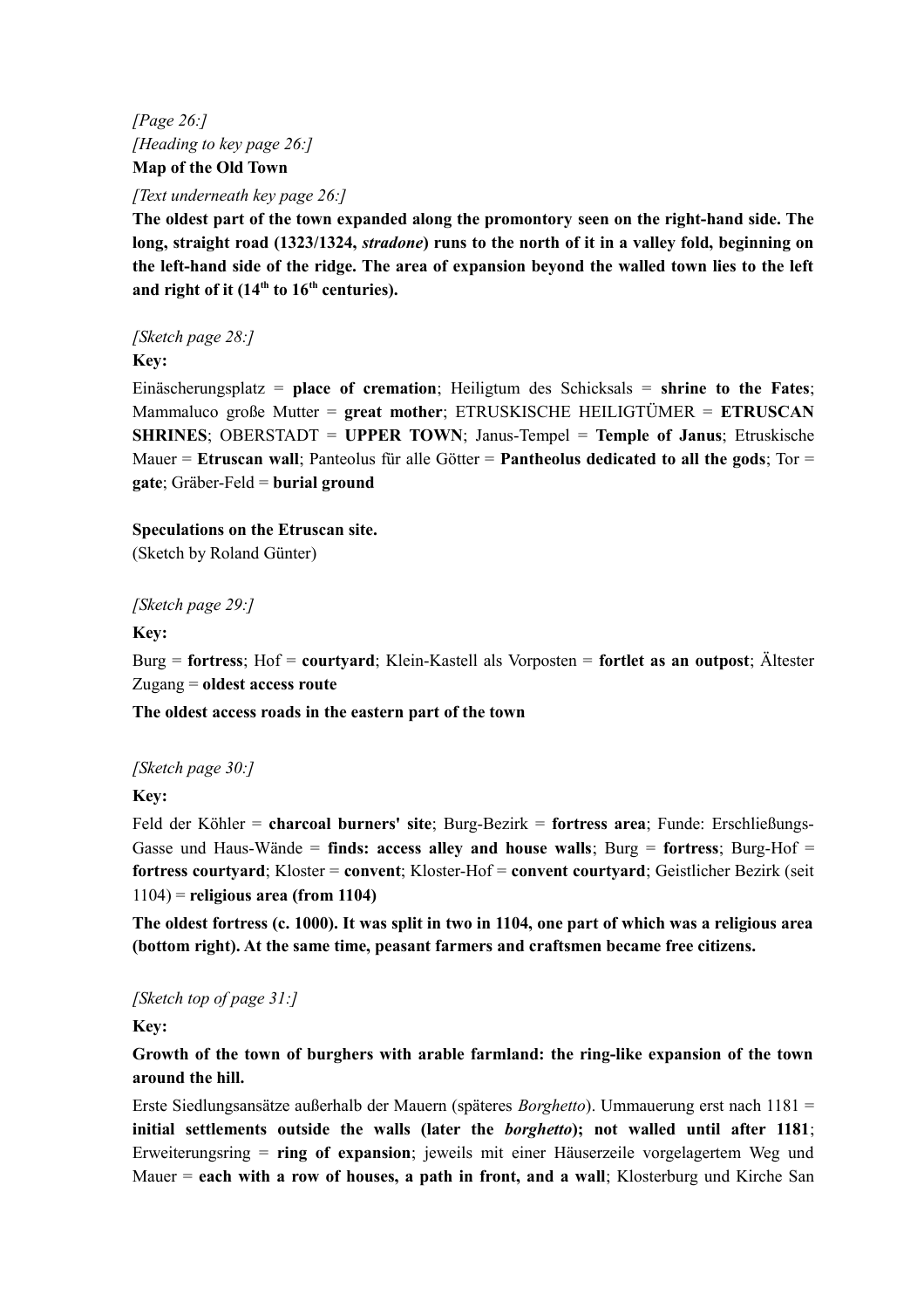*[Page 26:]*
*[Heading to key page 26:]*
**Map of the Old Town**

*[Text underneath key page 26:]*

**The oldest part of the town expanded along the promontory seen on the right-hand side. The long, straight road (1323/1324, *stradone*) runs to the north of it in a valley fold, beginning on the left-hand side of the ridge. The area of expansion beyond the walled town lies to the left and right of it (14th to 16th centuries).**

*[Sketch page 28:]*

**Key:**

Einäscherungsplatz = **place of cremation**; Heiligtum des Schicksals = **shrine to the Fates**; Mammaluco große Mutter = **great mother**; ETRUSKISCHE HEILIGTÜMER = **ETRUSCAN SHRINES**; OBERSTADT = **UPPER TOWN**; Janus-Tempel = **Temple of Janus**; Etruskische Mauer = **Etruscan wall**; Panteolus für alle Götter = **Pantheolus dedicated to all the gods**; Tor = **gate**; Gräber-Feld = **burial ground**

**Speculations on the Etruscan site.**
(Sketch by Roland Günter)

*[Sketch page 29:]*

**Key:**

Burg = **fortress**; Hof = **courtyard**; Klein-Kastell als Vorposten = **fortlet as an outpost**; Ältester Zugang = **oldest access route**

**The oldest access roads in the eastern part of the town**

*[Sketch page 30:]*

**Key:**

Feld der Köhler = **charcoal burners' site**; Burg-Bezirk = **fortress area**; Funde: Erschließungs-Gasse und Haus-Wände = **finds: access alley and house walls**; Burg = **fortress**; Burg-Hof = **fortress courtyard**; Kloster = **convent**; Kloster-Hof = **convent courtyard**; Geistlicher Bezirk (seit 1104) = **religious area (from 1104)**

**The oldest fortress (c. 1000). It was split in two in 1104, one part of which was a religious area (bottom right). At the same time, peasant farmers and craftsmen became free citizens.**

*[Sketch top of page 31:]*

**Key:**

**Growth of the town of burghers with arable farmland: the ring-like expansion of the town around the hill.**

Erste Siedlungsansätze außerhalb der Mauern (späteres *Borghetto*). Ummauerung erst nach 1181 = **initial settlements outside the walls (later the *borghetto*); not walled until after 1181**; Erweiterungsring = **ring of expansion**; jeweils mit einer Häuserzeile vorgelagertem Weg und Mauer = **each with a row of houses, a path in front, and a wall**; Klosterburg und Kirche San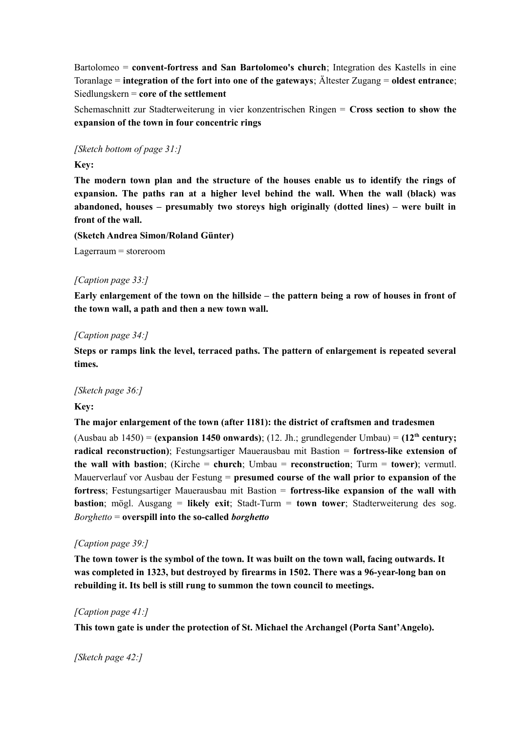Bartolomeo = **convent-fortress and San Bartolomeo's church**; Integration des Kastells in eine Toranlage = **integration of the fort into one of the gateways**; Ältester Zugang = **oldest entrance**; Siedlungskern = **core of the settlement**

Schemaschnitt zur Stadterweiterung in vier konzentrischen Ringen = **Cross section to show the expansion of the town in four concentric rings**

*[Sketch bottom of page 31:]*

**Key:**

**The modern town plan and the structure of the houses enable us to identify the rings of expansion. The paths ran at a higher level behind the wall. When the wall (black) was abandoned, houses – presumably two storeys high originally (dotted lines) – were built in front of the wall.**

**(Sketch Andrea Simon/Roland Günter)**

Lagerraum = storeroom

*[Caption page 33:]*

**Early enlargement of the town on the hillside – the pattern being a row of houses in front of the town wall, a path and then a new town wall.**

*[Caption page 34:]*

**Steps or ramps link the level, terraced paths. The pattern of enlargement is repeated several times.**

*[Sketch page 36:]*

**Key:**

**The major enlargement of the town (after 1181): the district of craftsmen and tradesmen**

(Ausbau ab 1450) = **(expansion 1450 onwards)**; (12. Jh.; grundlegender Umbau) = **(12th century; radical reconstruction)**; Festungsartiger Mauerausbau mit Bastion = **fortress-like extension of the wall with bastion**; (Kirche = **church**; Umbau = **reconstruction**; Turm = **tower)**; vermutl. Mauerverlauf vor Ausbau der Festung = **presumed course of the wall prior to expansion of the fortress**; Festungsartiger Mauerausbau mit Bastion = **fortress-like expansion of the wall with bastion**; mögl. Ausgang = **likely exit**; Stadt-Turm = **town tower**; Stadterweiterung des sog. *Borghetto* = **overspill into the so-called *borghetto***

*[Caption page 39:]*

**The town tower is the symbol of the town. It was built on the town wall, facing outwards. It was completed in 1323, but destroyed by firearms in 1502. There was a 96-year-long ban on rebuilding it. Its bell is still rung to summon the town council to meetings.**

*[Caption page 41:]*

**This town gate is under the protection of St. Michael the Archangel (Porta Sant'Angelo).**

*[Sketch page 42:]*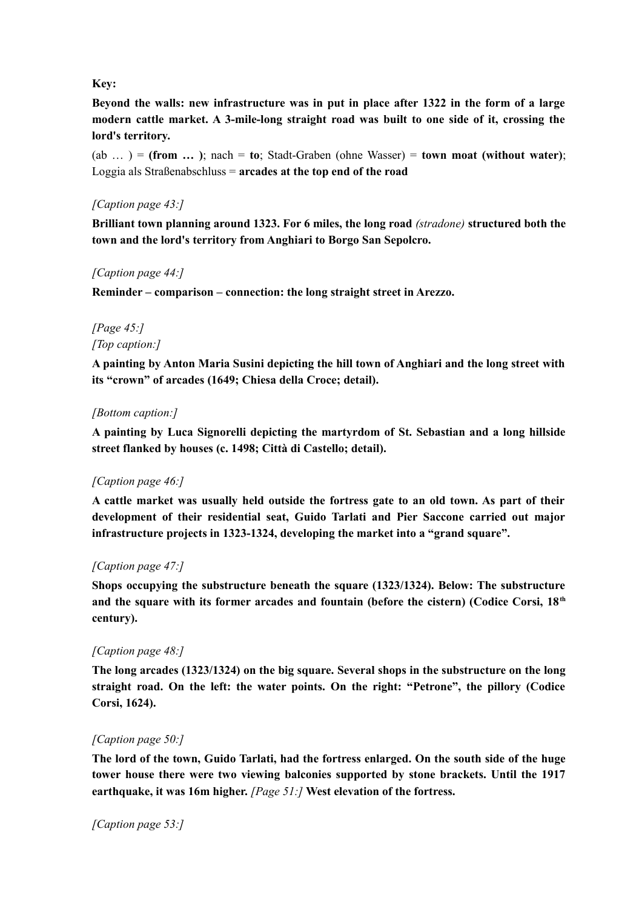**Key:**

**Beyond the walls: new infrastructure was in put in place after 1322 in the form of a large modern cattle market. A 3-mile-long straight road was built to one side of it, crossing the lord's territory.**

(ab … ) = **(from … )**; nach = **to**; Stadt-Graben (ohne Wasser) = **town moat (without water)**; Loggia als Straßenabschluss = **arcades at the top end of the road**

*[Caption page 43:]*

**Brilliant town planning around 1323. For 6 miles, the long road** *(stradone)* **structured both the town and the lord's territory from Anghiari to Borgo San Sepolcro.**

*[Caption page 44:]*

**Reminder – comparison – connection: the long straight street in Arezzo.**

*[Page 45:]*
*[Top caption:]*

**A painting by Anton Maria Susini depicting the hill town of Anghiari and the long street with its "crown" of arcades (1649; Chiesa della Croce; detail).**

*[Bottom caption:]*

**A painting by Luca Signorelli depicting the martyrdom of St. Sebastian and a long hillside street flanked by houses (c. 1498; Città di Castello; detail).**

*[Caption page 46:]*

**A cattle market was usually held outside the fortress gate to an old town. As part of their development of their residential seat, Guido Tarlati and Pier Saccone carried out major infrastructure projects in 1323-1324, developing the market into a "grand square".**

*[Caption page 47:]*

**Shops occupying the substructure beneath the square (1323/1324). Below: The substructure and the square with its former arcades and fountain (before the cistern) (Codice Corsi, 18th century).**

*[Caption page 48:]*

**The long arcades (1323/1324) on the big square. Several shops in the substructure on the long straight road. On the left: the water points. On the right: "Petrone", the pillory (Codice Corsi, 1624).**

*[Caption page 50:]*

**The lord of the town, Guido Tarlati, had the fortress enlarged. On the south side of the huge tower house there were two viewing balconies supported by stone brackets. Until the 1917 earthquake, it was 16m higher.** *[Page 51:]* **West elevation of the fortress.**

*[Caption page 53:]*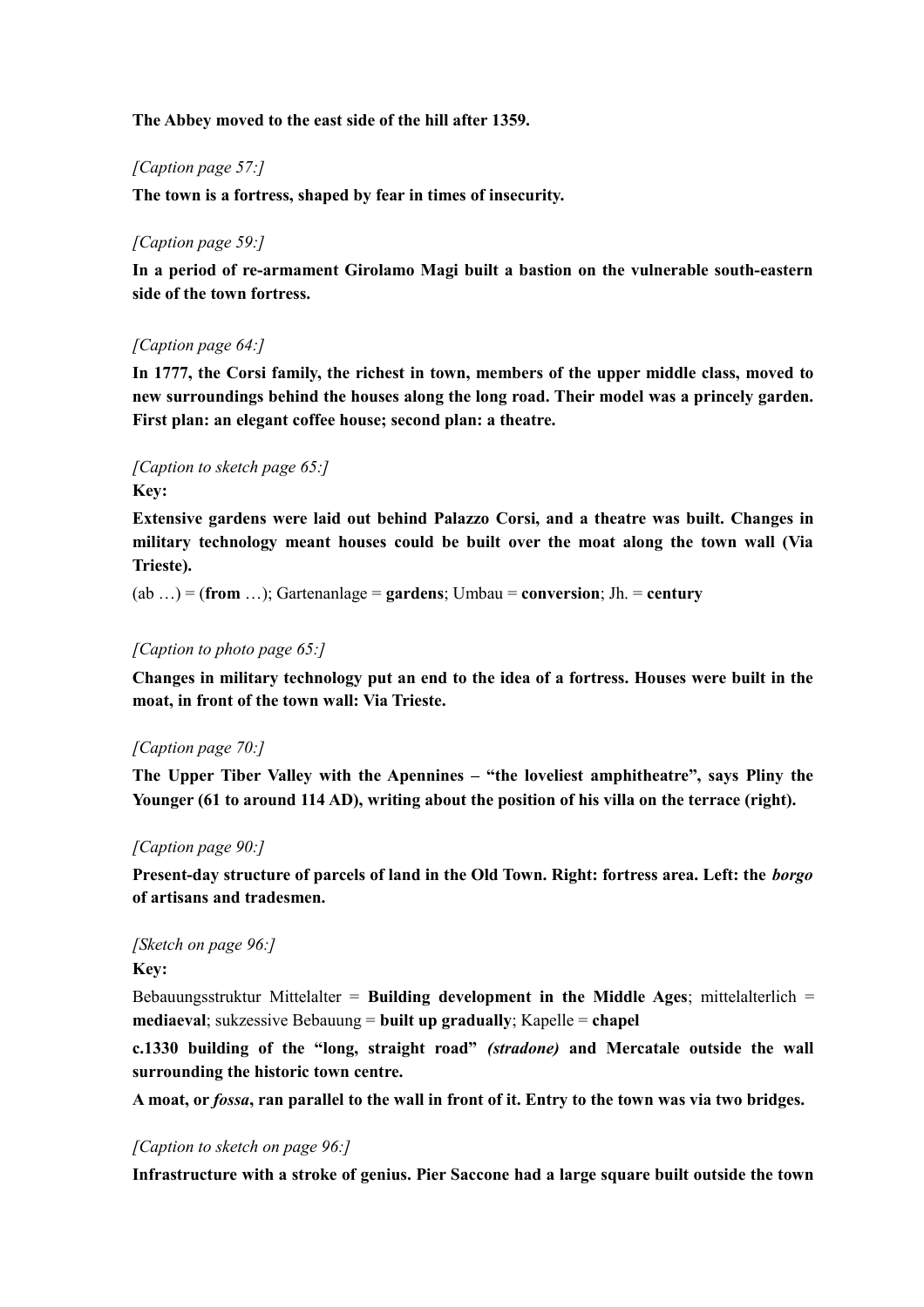**The Abbey moved to the east side of the hill after 1359.**

*[Caption page 57:]*

**The town is a fortress, shaped by fear in times of insecurity.**

*[Caption page 59:]*

**In a period of re-armament Girolamo Magi built a bastion on the vulnerable south-eastern side of the town fortress.**

*[Caption page 64:]*

**In 1777, the Corsi family, the richest in town, members of the upper middle class, moved to new surroundings behind the houses along the long road. Their model was a princely garden. First plan: an elegant coffee house; second plan: a theatre.**

*[Caption to sketch page 65:]*

**Key:**

**Extensive gardens were laid out behind Palazzo Corsi, and a theatre was built. Changes in military technology meant houses could be built over the moat along the town wall (Via Trieste).**

(ab …) = (**from** …); Gartenanlage = **gardens**; Umbau = **conversion**; Jh. = **century**

*[Caption to photo page 65:]*

**Changes in military technology put an end to the idea of a fortress. Houses were built in the moat, in front of the town wall: Via Trieste.**

*[Caption page 70:]*

**The Upper Tiber Valley with the Apennines – "the loveliest amphitheatre", says Pliny the Younger (61 to around 114 AD), writing about the position of his villa on the terrace (right).**

*[Caption page 90:]*

**Present-day structure of parcels of land in the Old Town. Right: fortress area. Left: the *borgo* of artisans and tradesmen.**

*[Sketch on page 96:]*

**Key:**

Bebauungsstruktur Mittelalter = **Building development in the Middle Ages**; mittelalterlich = **mediaeval**; sukzessive Bebauung = **built up gradually**; Kapelle = **chapel**

**c.1330 building of the "long, straight road" *(stradone)* and Mercatale outside the wall surrounding the historic town centre.**

**A moat, or *fossa*, ran parallel to the wall in front of it. Entry to the town was via two bridges.**

*[Caption to sketch on page 96:]*

**Infrastructure with a stroke of genius. Pier Saccone had a large square built outside the town**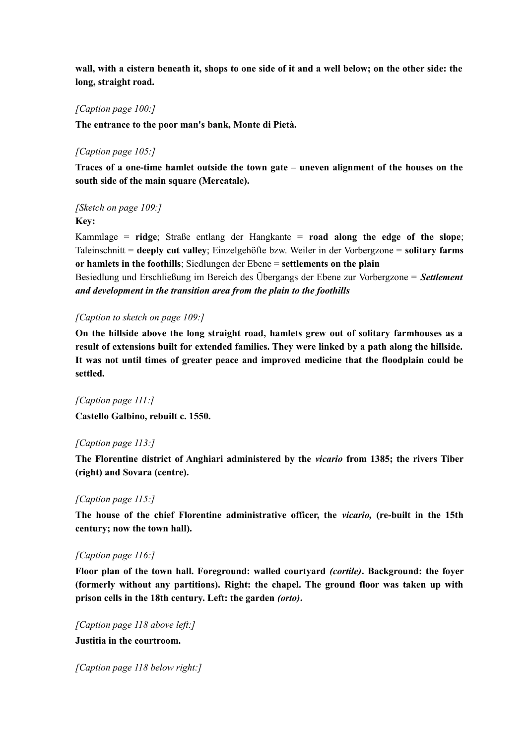**wall, with a cistern beneath it, shops to one side of it and a well below; on the other side: the long, straight road.**

*[Caption page 100:]*

**The entrance to the poor man's bank, Monte di Pietà.**

*[Caption page 105:]*

**Traces of a one-time hamlet outside the town gate – uneven alignment of the houses on the south side of the main square (Mercatale).**

*[Sketch on page 109:]*

**Key:**

Kammlage = **ridge**; Straße entlang der Hangkante = **road along the edge of the slope**; Taleinschnitt = **deeply cut valley**; Einzelgehöfte bzw. Weiler in der Vorbergzone = **solitary farms or hamlets in the foothills**; Siedlungen der Ebene = **settlements on the plain**
Besiedlung und Erschließung im Bereich des Übergangs der Ebene zur Vorbergzone = ***Settlement and development in the transition area from the plain to the foothills***

*[Caption to sketch on page 109:]*

**On the hillside above the long straight road, hamlets grew out of solitary farmhouses as a result of extensions built for extended families. They were linked by a path along the hillside. It was not until times of greater peace and improved medicine that the floodplain could be settled.**

*[Caption page 111:]*

**Castello Galbino, rebuilt c. 1550.**

*[Caption page 113:]*

**The Florentine district of Anghiari administered by the *vicario* from 1385; the rivers Tiber (right) and Sovara (centre).**

*[Caption page 115:]*

**The house of the chief Florentine administrative officer, the *vicario,* (re-built in the 15th century; now the town hall).**

*[Caption page 116:]*

**Floor plan of the town hall. Foreground: walled courtyard *(cortile)*. Background: the foyer (formerly without any partitions). Right: the chapel. The ground floor was taken up with prison cells in the 18th century. Left: the garden *(orto)*.**

*[Caption page 118 above left:]*

**Justitia in the courtroom.**

*[Caption page 118 below right:]*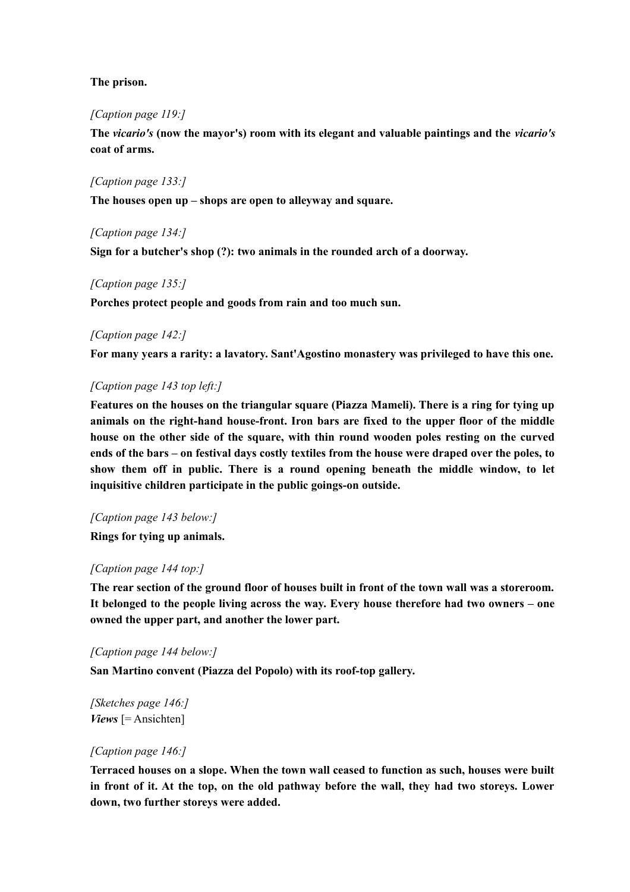**The prison.**

*[Caption page 119:]*

**The *vicario's* (now the mayor's) room with its elegant and valuable paintings and the *vicario's* coat of arms.**

*[Caption page 133:]*

**The houses open up – shops are open to alleyway and square.**

*[Caption page 134:]*

**Sign for a butcher's shop (?): two animals in the rounded arch of a doorway.**

*[Caption page 135:]*

**Porches protect people and goods from rain and too much sun.**

*[Caption page 142:]*

**For many years a rarity: a lavatory. Sant'Agostino monastery was privileged to have this one.**

*[Caption page 143 top left:]*

**Features on the houses on the triangular square (Piazza Mameli). There is a ring for tying up animals on the right-hand house-front. Iron bars are fixed to the upper floor of the middle house on the other side of the square, with thin round wooden poles resting on the curved ends of the bars – on festival days costly textiles from the house were draped over the poles, to show them off in public. There is a round opening beneath the middle window, to let inquisitive children participate in the public goings-on outside.**

*[Caption page 143 below:]*

**Rings for tying up animals.**

*[Caption page 144 top:]*

**The rear section of the ground floor of houses built in front of the town wall was a storeroom. It belonged to the people living across the way. Every house therefore had two owners – one owned the upper part, and another the lower part.**

*[Caption page 144 below:]*

**San Martino convent (Piazza del Popolo) with its roof-top gallery.**

*[Sketches page 146:]*
***Views*** [= Ansichten]

*[Caption page 146:]*

**Terraced houses on a slope. When the town wall ceased to function as such, houses were built in front of it. At the top, on the old pathway before the wall, they had two storeys. Lower down, two further storeys were added.**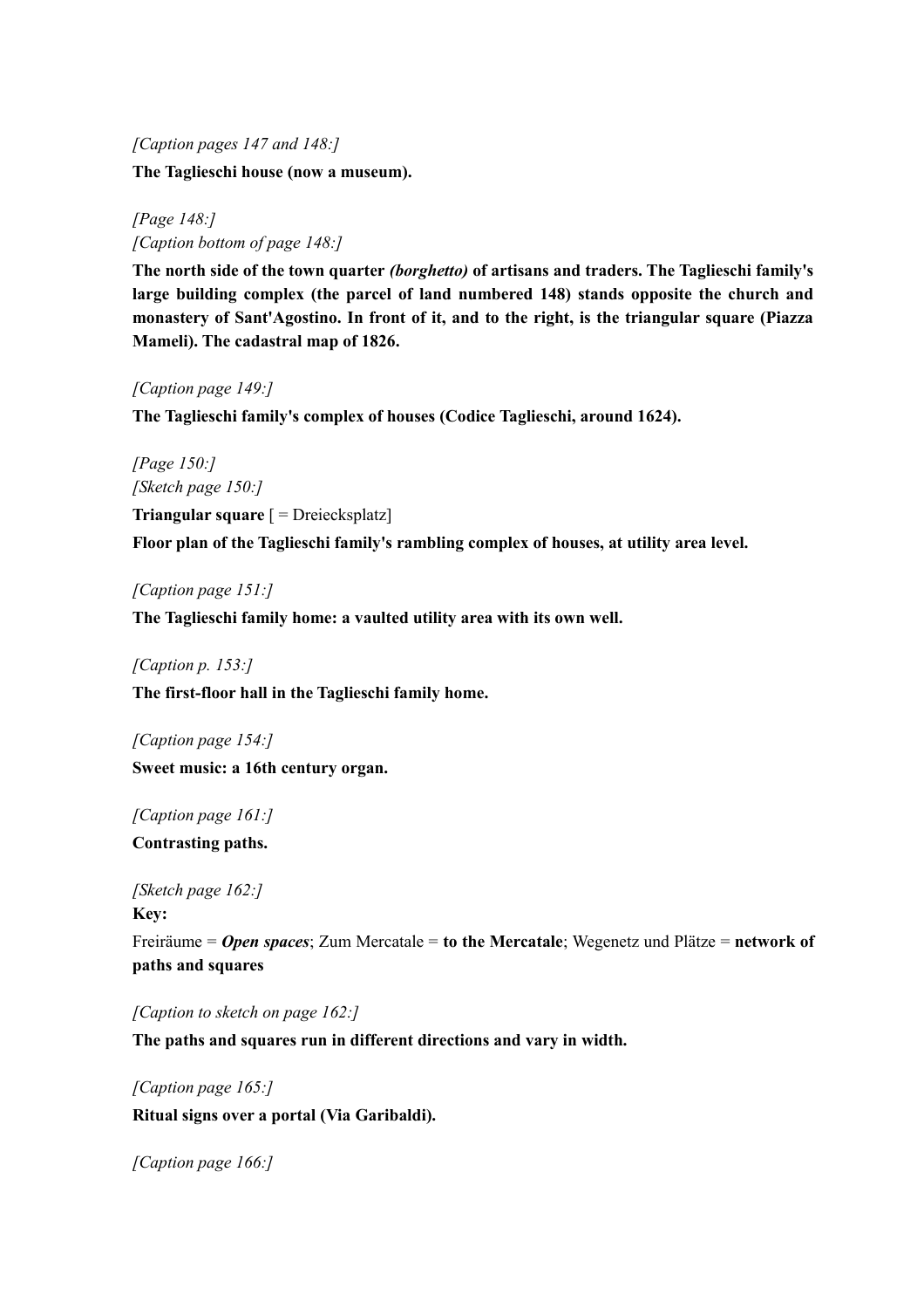*[Caption pages 147 and 148:]*

**The Taglieschi house (now a museum).**

*[Page 148:]*
*[Caption bottom of page 148:]*

**The north side of the town quarter *(borghetto)* of artisans and traders. The Taglieschi family's large building complex (the parcel of land numbered 148) stands opposite the church and monastery of Sant'Agostino. In front of it, and to the right, is the triangular square (Piazza Mameli). The cadastral map of 1826.**

*[Caption page 149:]*

**The Taglieschi family's complex of houses (Codice Taglieschi, around 1624).**

*[Page 150:]*
*[Sketch page 150:]*

**Triangular square** [ = Dreiecksplatz]

**Floor plan of the Taglieschi family's rambling complex of houses, at utility area level.**

*[Caption page 151:]*

**The Taglieschi family home: a vaulted utility area with its own well.**

*[Caption p. 153:]*

**The first-floor hall in the Taglieschi family home.**

*[Caption page 154:]*

**Sweet music: a 16th century organ.**

*[Caption page 161:]*

**Contrasting paths.**

*[Sketch page 162:]*

**Key:**

Freiräume = ***Open spaces***; Zum Mercatale = **to the Mercatale**; Wegenetz und Plätze = **network of paths and squares**

*[Caption to sketch on page 162:]*

**The paths and squares run in different directions and vary in width.**

*[Caption page 165:]*

**Ritual signs over a portal (Via Garibaldi).**

*[Caption page 166:]*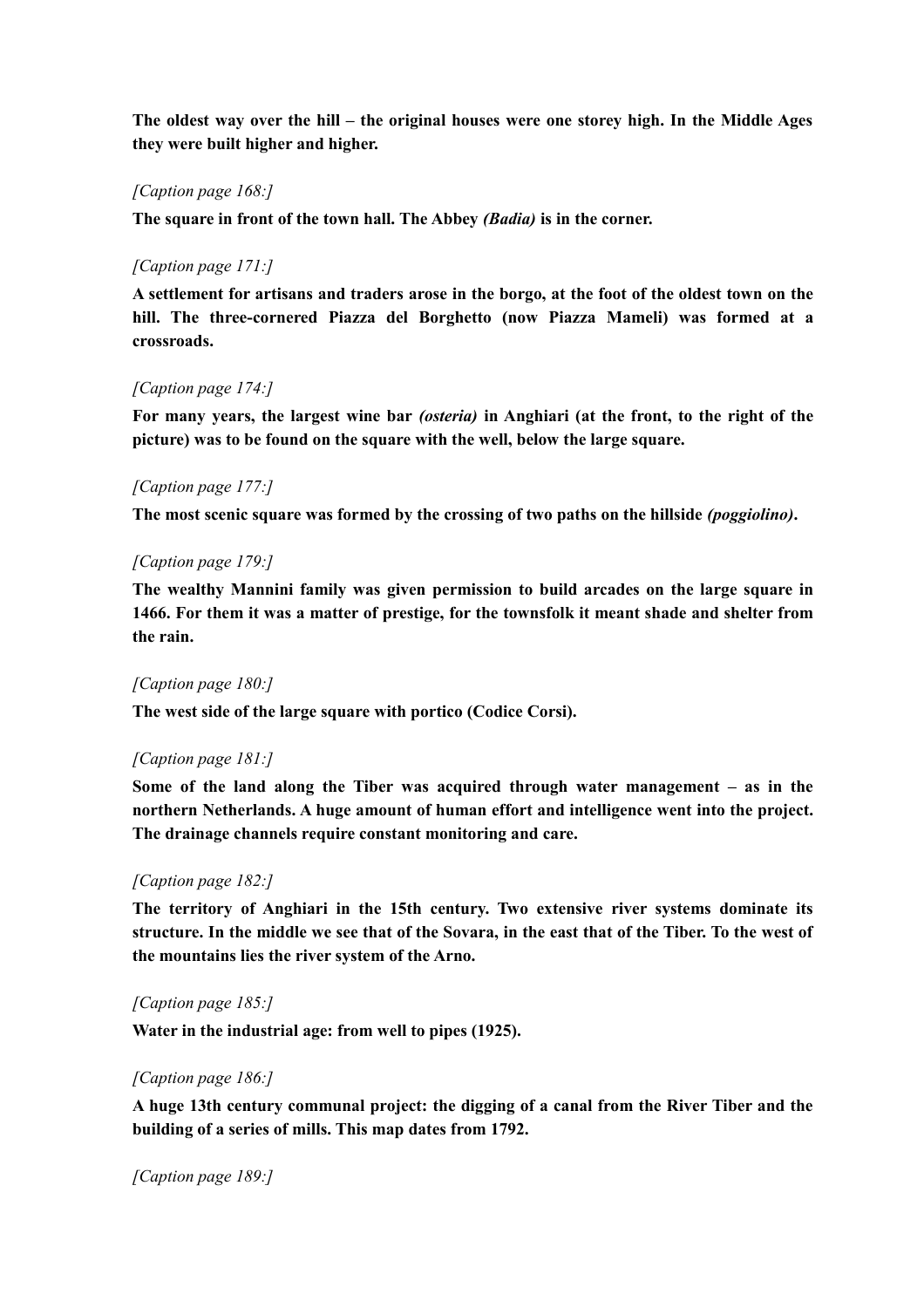**The oldest way over the hill – the original houses were one storey high. In the Middle Ages they were built higher and higher.**

*[Caption page 168:]*

**The square in front of the town hall. The Abbey *(Badia)* is in the corner.**

*[Caption page 171:]*

**A settlement for artisans and traders arose in the borgo, at the foot of the oldest town on the hill. The three-cornered Piazza del Borghetto (now Piazza Mameli) was formed at a crossroads.**

*[Caption page 174:]*

**For many years, the largest wine bar *(osteria)* in Anghiari (at the front, to the right of the picture) was to be found on the square with the well, below the large square.**

*[Caption page 177:]*

**The most scenic square was formed by the crossing of two paths on the hillside *(poggiolino)*.**

*[Caption page 179:]*

**The wealthy Mannini family was given permission to build arcades on the large square in 1466. For them it was a matter of prestige, for the townsfolk it meant shade and shelter from the rain.**

*[Caption page 180:]*

**The west side of the large square with portico (Codice Corsi).**

*[Caption page 181:]*

**Some of the land along the Tiber was acquired through water management – as in the northern Netherlands. A huge amount of human effort and intelligence went into the project. The drainage channels require constant monitoring and care.**

*[Caption page 182:]*

**The territory of Anghiari in the 15th century. Two extensive river systems dominate its structure. In the middle we see that of the Sovara, in the east that of the Tiber. To the west of the mountains lies the river system of the Arno.**

*[Caption page 185:]*

**Water in the industrial age: from well to pipes (1925).**

*[Caption page 186:]*

**A huge 13th century communal project: the digging of a canal from the River Tiber and the building of a series of mills. This map dates from 1792.**

*[Caption page 189:]*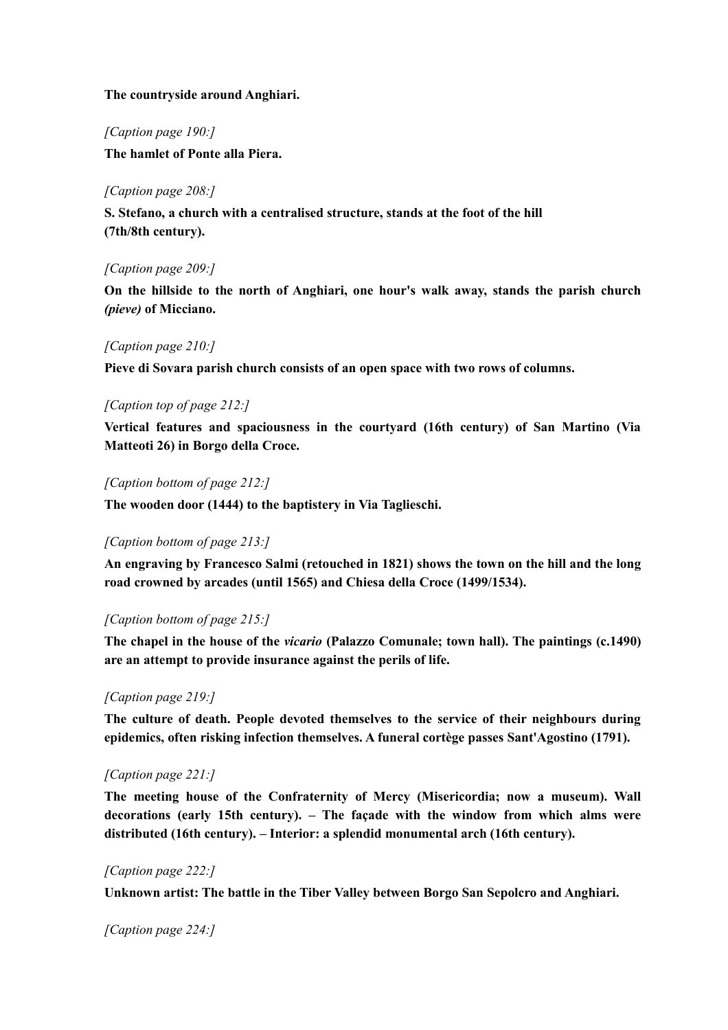**The countryside around Anghiari.**

*[Caption page 190:]*

**The hamlet of Ponte alla Piera.**

*[Caption page 208:]*

**S. Stefano, a church with a centralised structure, stands at the foot of the hill (7th/8th century).**

*[Caption page 209:]*

**On the hillside to the north of Anghiari, one hour's walk away, stands the parish church *(pieve)* of Micciano.**

*[Caption page 210:]*

**Pieve di Sovara parish church consists of an open space with two rows of columns.**

*[Caption top of page 212:]*

**Vertical features and spaciousness in the courtyard (16th century) of San Martino (Via Matteoti 26) in Borgo della Croce.**

*[Caption bottom of page 212:]*

**The wooden door (1444) to the baptistery in Via Taglieschi.**

*[Caption bottom of page 213:]*

**An engraving by Francesco Salmi (retouched in 1821) shows the town on the hill and the long road crowned by arcades (until 1565) and Chiesa della Croce (1499/1534).**

*[Caption bottom of page 215:]*

**The chapel in the house of the *vicario* (Palazzo Comunale; town hall). The paintings (c.1490) are an attempt to provide insurance against the perils of life.**

*[Caption page 219:]*

**The culture of death. People devoted themselves to the service of their neighbours during epidemics, often risking infection themselves. A funeral cortège passes Sant'Agostino (1791).**

*[Caption page 221:]*

**The meeting house of the Confraternity of Mercy (Misericordia; now a museum). Wall decorations (early 15th century). – The façade with the window from which alms were distributed (16th century). – Interior: a splendid monumental arch (16th century).**

*[Caption page 222:]*

**Unknown artist: The battle in the Tiber Valley between Borgo San Sepolcro and Anghiari.**

*[Caption page 224:]*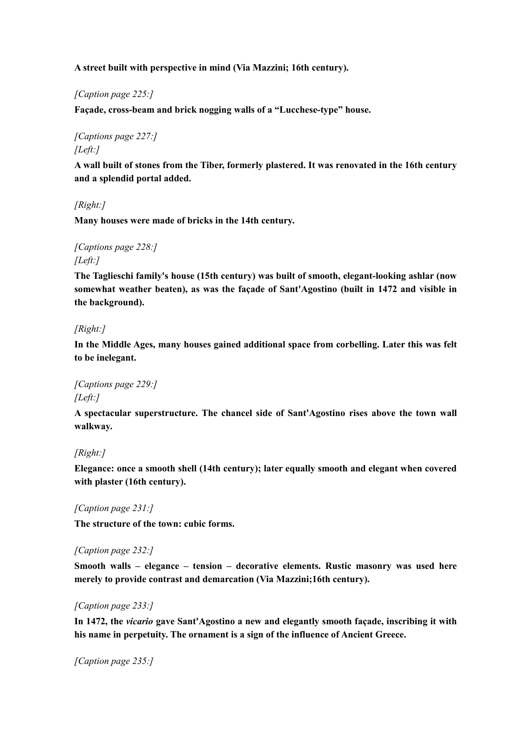**A street built with perspective in mind (Via Mazzini; 16th century).**

*[Caption page 225:]*

**Façade, cross-beam and brick nogging walls of a "Lucchese-type" house.**

*[Captions page 227:]*
*[Left:]*

**A wall built of stones from the Tiber, formerly plastered. It was renovated in the 16th century and a splendid portal added.**

*[Right:]*

**Many houses were made of bricks in the 14th century.**

*[Captions page 228:]*
*[Left:]*

**The Taglieschi family's house (15th century) was built of smooth, elegant-looking ashlar (now somewhat weather beaten), as was the façade of Sant'Agostino (built in 1472 and visible in the background).**

*[Right:]*

**In the Middle Ages, many houses gained additional space from corbelling. Later this was felt to be inelegant.**

*[Captions page 229:]*
*[Left:]*

**A spectacular superstructure. The chancel side of Sant'Agostino rises above the town wall walkway.**

*[Right:]*

**Elegance: once a smooth shell (14th century); later equally smooth and elegant when covered with plaster (16th century).**

*[Caption page 231:]*

**The structure of the town: cubic forms.**

*[Caption page 232:]*

**Smooth walls – elegance – tension – decorative elements. Rustic masonry was used here merely to provide contrast and demarcation (Via Mazzini;16th century).**

*[Caption page 233:]*

**In 1472, the *vicario* gave Sant'Agostino a new and elegantly smooth façade, inscribing it with his name in perpetuity. The ornament is a sign of the influence of Ancient Greece.**

*[Caption page 235:]*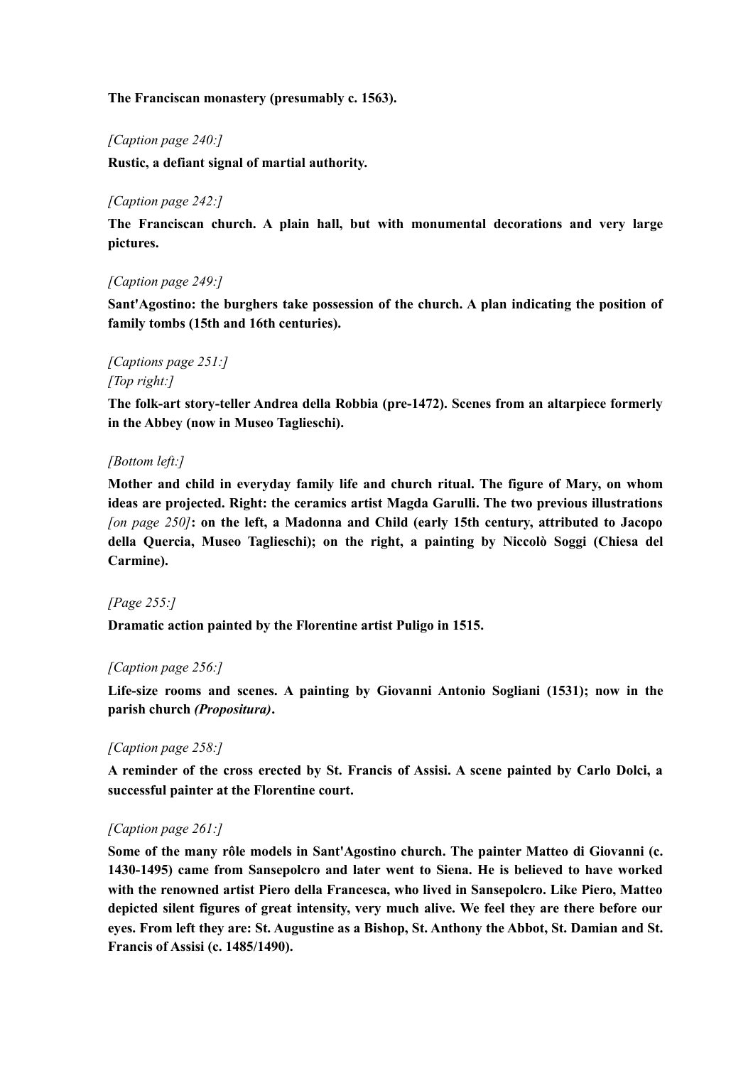**The Franciscan monastery (presumably c. 1563).**

*[Caption page 240:]*

**Rustic, a defiant signal of martial authority.**

*[Caption page 242:]*

**The Franciscan church. A plain hall, but with monumental decorations and very large pictures.**

*[Caption page 249:]*

**Sant'Agostino: the burghers take possession of the church. A plan indicating the position of family tombs (15th and 16th centuries).**

*[Captions page 251:]*
*[Top right:]*

**The folk-art story-teller Andrea della Robbia (pre-1472). Scenes from an altarpiece formerly in the Abbey (now in Museo Taglieschi).**

*[Bottom left:]*

**Mother and child in everyday family life and church ritual. The figure of Mary, on whom ideas are projected. Right: the ceramics artist Magda Garulli. The two previous illustrations** *[on page 250]***: on the left, a Madonna and Child (early 15th century, attributed to Jacopo della Quercia, Museo Taglieschi); on the right, a painting by Niccolò Soggi (Chiesa del Carmine).**

*[Page 255:]*

**Dramatic action painted by the Florentine artist Puligo in 1515.**

*[Caption page 256:]*

**Life-size rooms and scenes. A painting by Giovanni Antonio Sogliani (1531); now in the parish church *(Propositura)*.**

*[Caption page 258:]*

**A reminder of the cross erected by St. Francis of Assisi. A scene painted by Carlo Dolci, a successful painter at the Florentine court.**

*[Caption page 261:]*

**Some of the many rôle models in Sant'Agostino church. The painter Matteo di Giovanni (c. 1430-1495) came from Sansepolcro and later went to Siena. He is believed to have worked with the renowned artist Piero della Francesca, who lived in Sansepolcro. Like Piero, Matteo depicted silent figures of great intensity, very much alive. We feel they are there before our eyes. From left they are: St. Augustine as a Bishop, St. Anthony the Abbot, St. Damian and St. Francis of Assisi (c. 1485/1490).**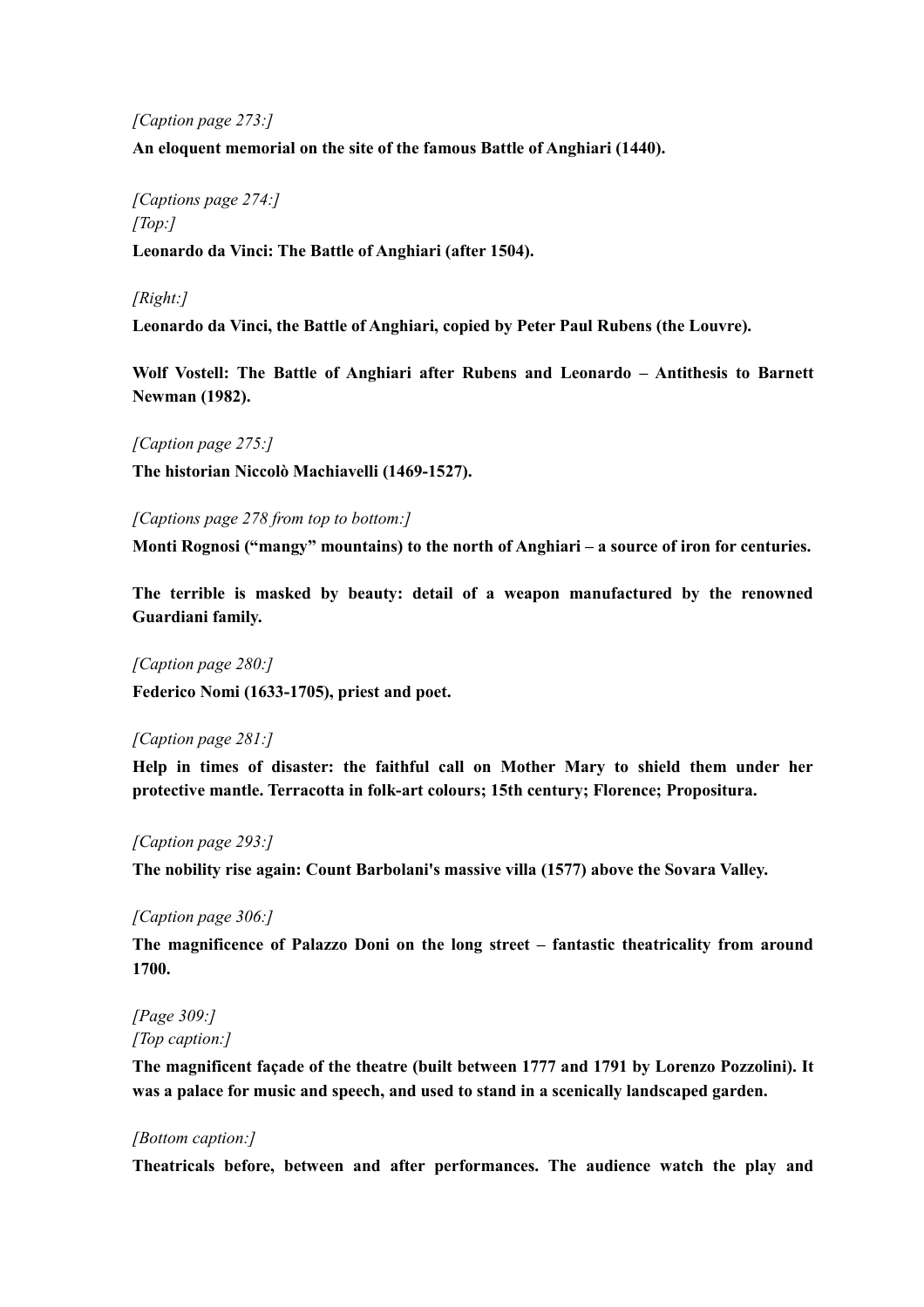*[Caption page 273:]*

**An eloquent memorial on the site of the famous Battle of Anghiari (1440).**

*[Captions page 274:]*
*[Top:]*

**Leonardo da Vinci: The Battle of Anghiari (after 1504).**

*[Right:]*

**Leonardo da Vinci, the Battle of Anghiari, copied by Peter Paul Rubens (the Louvre).**

**Wolf Vostell: The Battle of Anghiari after Rubens and Leonardo – Antithesis to Barnett Newman (1982).**

*[Caption page 275:]*

**The historian Niccolò Machiavelli (1469-1527).**

*[Captions page 278 from top to bottom:]*

**Monti Rognosi ("mangy" mountains) to the north of Anghiari – a source of iron for centuries.**

**The terrible is masked by beauty: detail of a weapon manufactured by the renowned Guardiani family.**

*[Caption page 280:]*

**Federico Nomi (1633-1705), priest and poet.**

*[Caption page 281:]*

**Help in times of disaster: the faithful call on Mother Mary to shield them under her protective mantle. Terracotta in folk-art colours; 15th century; Florence; Propositura.**

*[Caption page 293:]*

**The nobility rise again: Count Barbolani's massive villa (1577) above the Sovara Valley.**

*[Caption page 306:]*

**The magnificence of Palazzo Doni on the long street – fantastic theatricality from around 1700.**

*[Page 309:]*
*[Top caption:]*

**The magnificent façade of the theatre (built between 1777 and 1791 by Lorenzo Pozzolini). It was a palace for music and speech, and used to stand in a scenically landscaped garden.**

*[Bottom caption:]*

**Theatricals before, between and after performances. The audience watch the play and**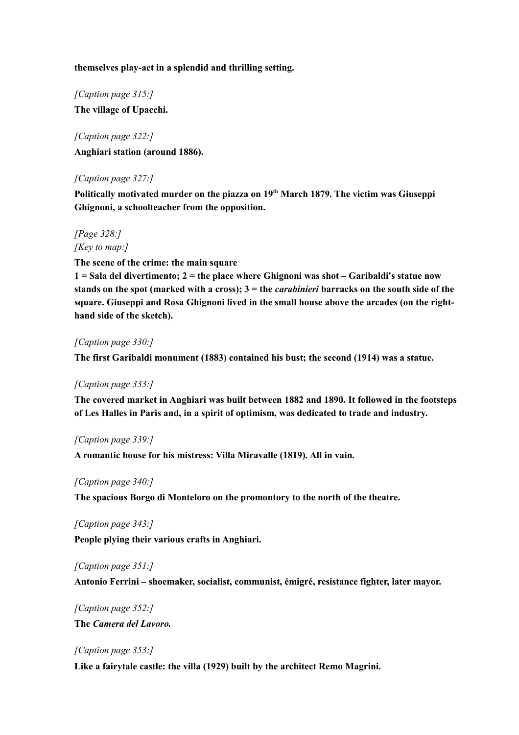**themselves play-act in a splendid and thrilling setting.**

*[Caption page 315:]*

**The village of Upacchi.**

*[Caption page 322:]*

**Anghiari station (around 1886).**

*[Caption page 327:]*

**Politically motivated murder on the piazza on 19th March 1879. The victim was Giuseppi Ghignoni, a schoolteacher from the opposition.**

*[Page 328:]*
*[Key to map:]*

**The scene of the crime: the main square**
**1 = Sala del divertimento; 2 = the place where Ghignoni was shot – Garibaldi's statue now stands on the spot (marked with a cross); 3 = the *carabinieri* barracks on the south side of the square. Giuseppi and Rosa Ghignoni lived in the small house above the arcades (on the right-hand side of the sketch).**

*[Caption page 330:]*

**The first Garibaldi monument (1883) contained his bust; the second (1914) was a statue.**

*[Caption page 333:]*

**The covered market in Anghiari was built between 1882 and 1890. It followed in the footsteps of Les Halles in Paris and, in a spirit of optimism, was dedicated to trade and industry.**

*[Caption page 339:]*

**A romantic house for his mistress: Villa Miravalle (1819). All in vain.**

*[Caption page 340:]*

**The spacious Borgo di Monteloro on the promontory to the north of the theatre.**

*[Caption page 343:]*

**People plying their various crafts in Anghiari.**

*[Caption page 351:]*

**Antonio Ferrini – shoemaker, socialist, communist, émigré, resistance fighter, later mayor.**

*[Caption page 352:]*

**The *Camera del Lavoro.***

*[Caption page 353:]*

**Like a fairytale castle: the villa (1929) built by the architect Remo Magrini.**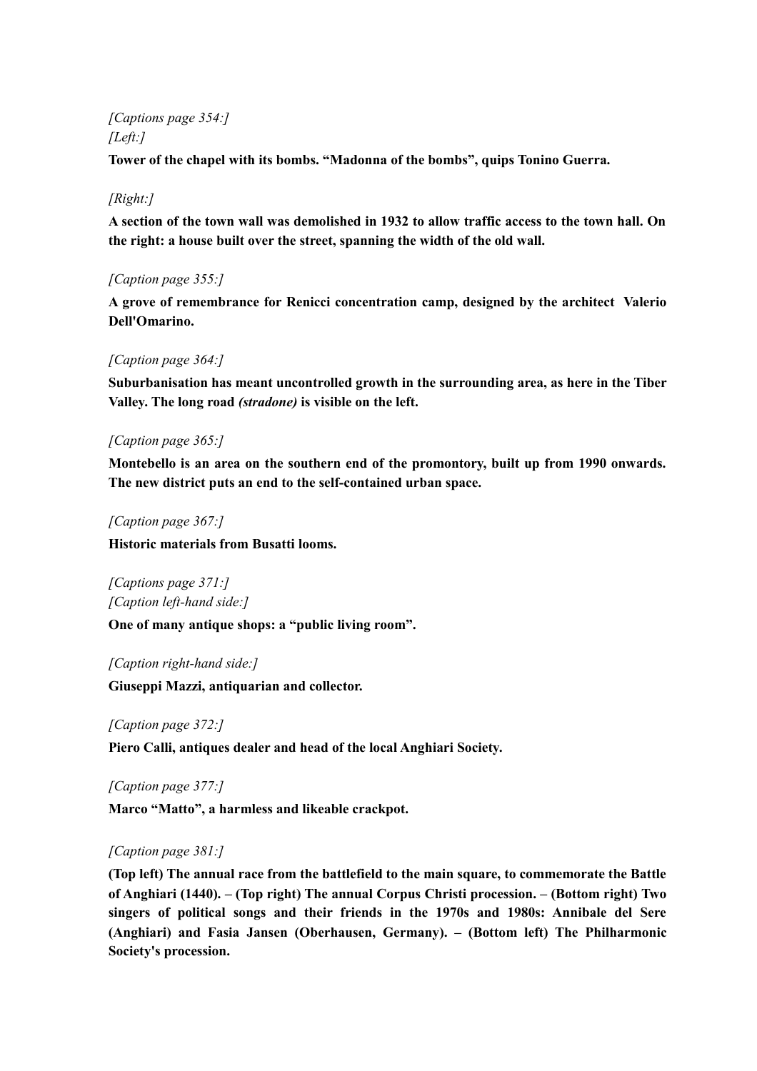*[Captions page 354:]*
*[Left:]*

**Tower of the chapel with its bombs. "Madonna of the bombs", quips Tonino Guerra.**

*[Right:]*

**A section of the town wall was demolished in 1932 to allow traffic access to the town hall. On the right: a house built over the street, spanning the width of the old wall.**

*[Caption page 355:]*

**A grove of remembrance for Renicci concentration camp, designed by the architect Valerio Dell'Omarino.**

*[Caption page 364:]*

**Suburbanisation has meant uncontrolled growth in the surrounding area, as here in the Tiber Valley. The long road *(stradone)* is visible on the left.**

*[Caption page 365:]*

**Montebello is an area on the southern end of the promontory, built up from 1990 onwards. The new district puts an end to the self-contained urban space.**

*[Caption page 367:]*

**Historic materials from Busatti looms.**

*[Captions page 371:]*
*[Caption left-hand side:]*

**One of many antique shops: a "public living room".**

*[Caption right-hand side:]*

**Giuseppi Mazzi, antiquarian and collector.**

*[Caption page 372:]*

**Piero Calli, antiques dealer and head of the local Anghiari Society.**

*[Caption page 377:]*

**Marco "Matto", a harmless and likeable crackpot.**

*[Caption page 381:]*

**(Top left) The annual race from the battlefield to the main square, to commemorate the Battle of Anghiari (1440). – (Top right) The annual Corpus Christi procession. – (Bottom right) Two singers of political songs and their friends in the 1970s and 1980s: Annibale del Sere (Anghiari) and Fasia Jansen (Oberhausen, Germany). – (Bottom left) The Philharmonic Society's procession.**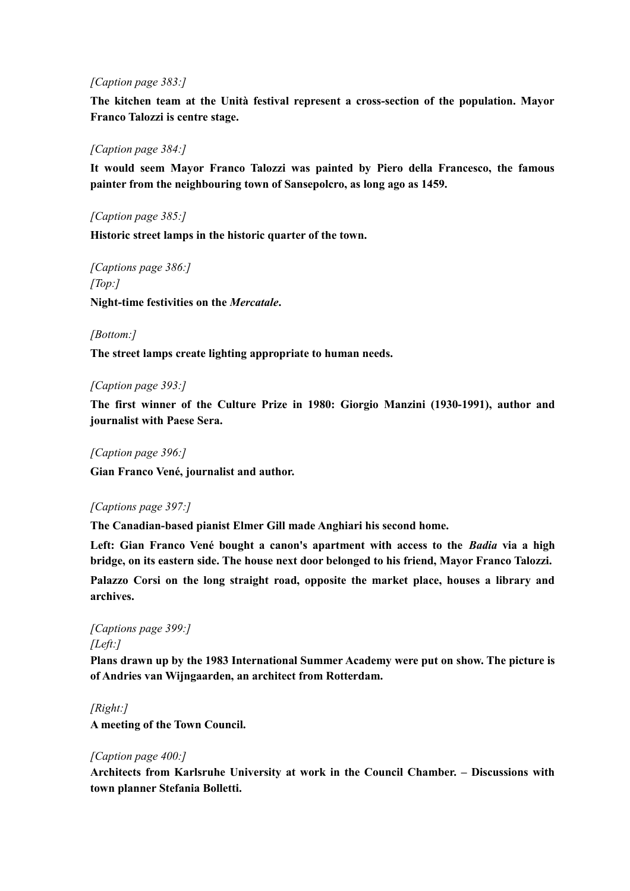*[Caption page 383:]*

**The kitchen team at the Unità festival represent a cross-section of the population. Mayor Franco Talozzi is centre stage.**

*[Caption page 384:]*

**It would seem Mayor Franco Talozzi was painted by Piero della Francesco, the famous painter from the neighbouring town of Sansepolcro, as long ago as 1459.**

*[Caption page 385:]*

**Historic street lamps in the historic quarter of the town.**

*[Captions page 386:]*
*[Top:]*

**Night-time festivities on the *Mercatale*.**

*[Bottom:]*

**The street lamps create lighting appropriate to human needs.**

*[Caption page 393:]*

**The first winner of the Culture Prize in 1980: Giorgio Manzini (1930-1991), author and journalist with Paese Sera.**

*[Caption page 396:]*

**Gian Franco Vené, journalist and author.**

*[Captions page 397:]*

**The Canadian-based pianist Elmer Gill made Anghiari his second home.**

**Left: Gian Franco Vené bought a canon's apartment with access to the *Badia* via a high bridge, on its eastern side. The house next door belonged to his friend, Mayor Franco Talozzi.**

**Palazzo Corsi on the long straight road, opposite the market place, houses a library and archives.**

*[Captions page 399:]*
*[Left:]*

**Plans drawn up by the 1983 International Summer Academy were put on show. The picture is of Andries van Wijngaarden, an architect from Rotterdam.**

*[Right:]*

**A meeting of the Town Council.**

*[Caption page 400:]*

**Architects from Karlsruhe University at work in the Council Chamber. – Discussions with town planner Stefania Bolletti.**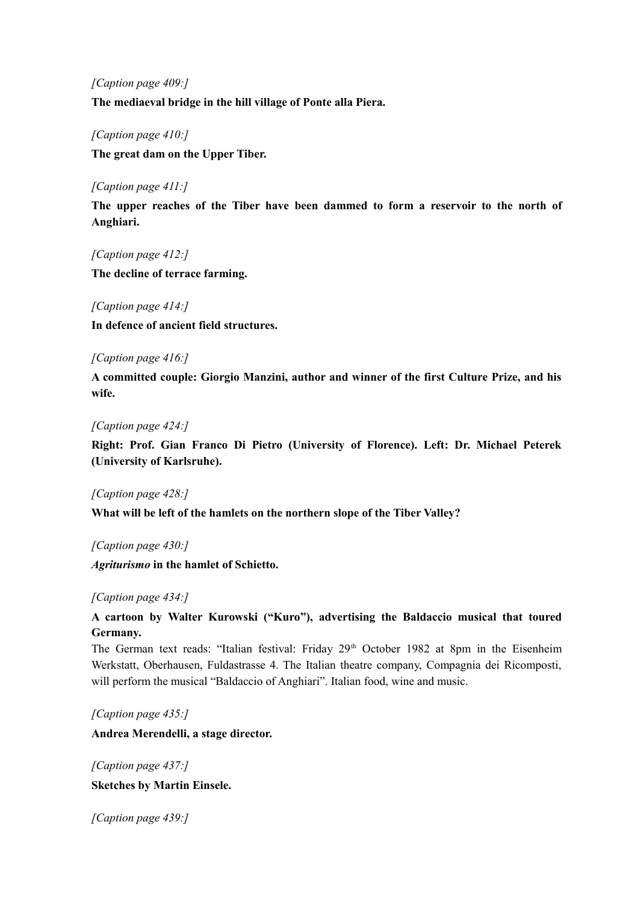*[Caption page 409:]*

**The mediaeval bridge in the hill village of Ponte alla Piera.**

*[Caption page 410:]*

**The great dam on the Upper Tiber.**

*[Caption page 411:]*

**The upper reaches of the Tiber have been dammed to form a reservoir to the north of Anghiari.**

*[Caption page 412:]*

**The decline of terrace farming.**

*[Caption page 414:]*

**In defence of ancient field structures.**

*[Caption page 416:]*

**A committed couple: Giorgio Manzini, author and winner of the first Culture Prize, and his wife.**

*[Caption page 424:]*

**Right: Prof. Gian Franco Di Pietro (University of Florence). Left: Dr. Michael Peterek (University of Karlsruhe).**

*[Caption page 428:]*

**What will be left of the hamlets on the northern slope of the Tiber Valley?**

*[Caption page 430:]*

***Agriturismo* in the hamlet of Schietto.**

*[Caption page 434:]*

**A cartoon by Walter Kurowski ("Kuro"), advertising the Baldaccio musical that toured Germany.**
The German text reads: "Italian festival: Friday 29th October 1982 at 8pm in the Eisenheim Werkstatt, Oberhausen, Fuldastrasse 4. The Italian theatre company, Compagnia dei Ricomposti, will perform the musical "Baldaccio of Anghiari". Italian food, wine and music.

*[Caption page 435:]*

**Andrea Merendelli, a stage director.**

*[Caption page 437:]*

**Sketches by Martin Einsele.**

*[Caption page 439:]*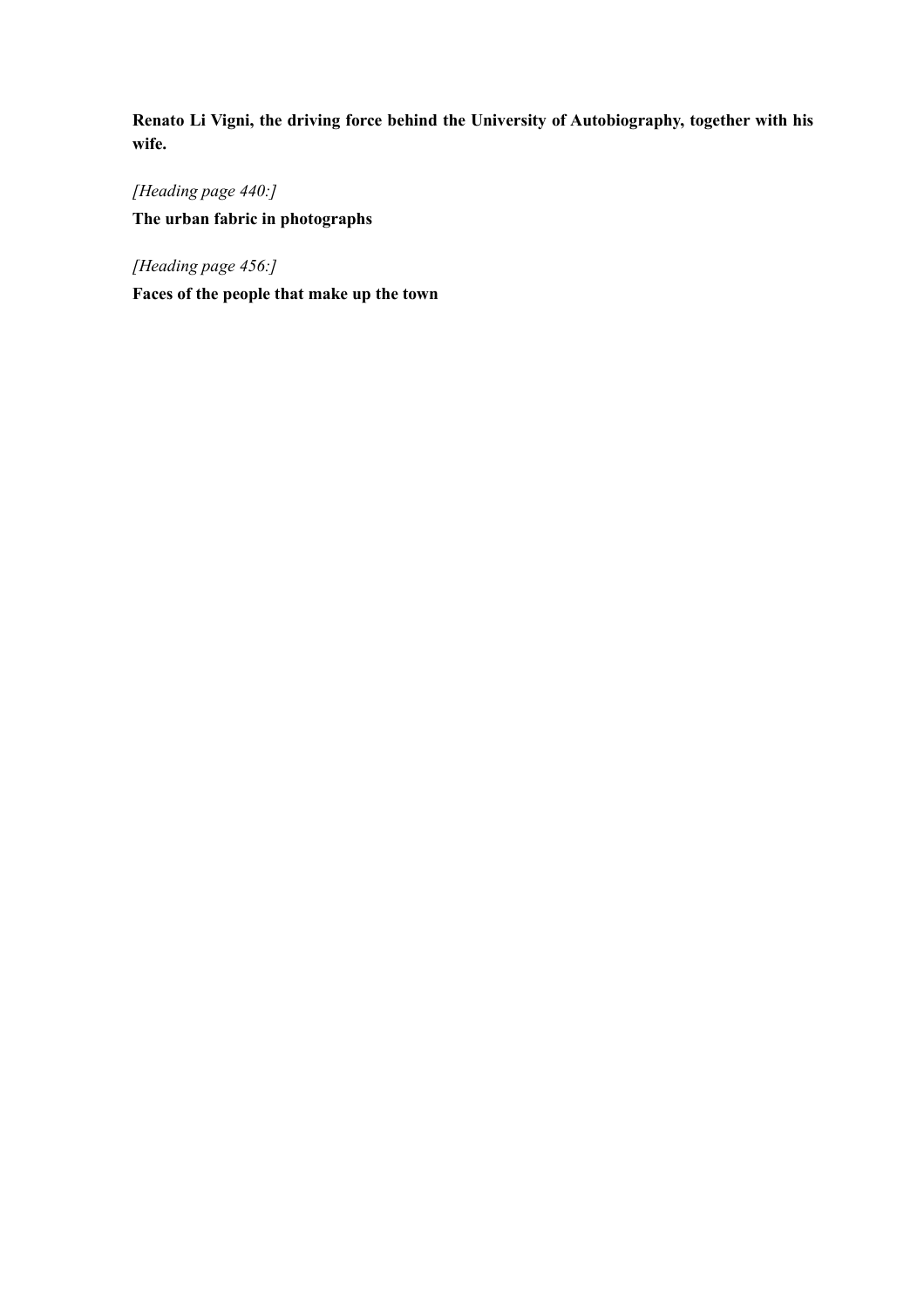**Renato Li Vigni, the driving force behind the University of Autobiography, together with his wife.**

*[Heading page 440:]*

**The urban fabric in photographs**

*[Heading page 456:]*

**Faces of the people that make up the town**